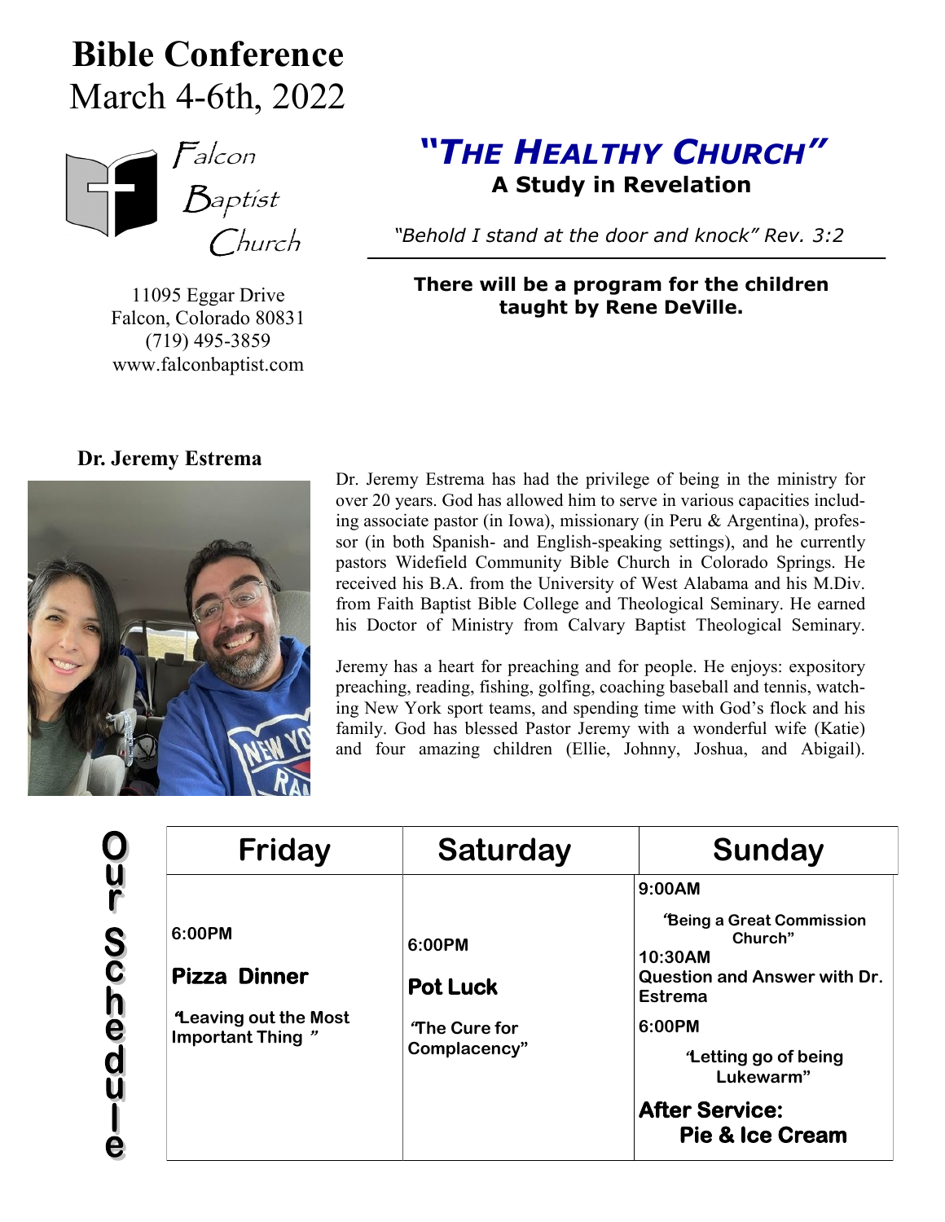# Bible Conference

March 4-6th, 2022

Falcon Baptist Church

11095 Eggar Drive
Falcon, Colorado 80831
(719) 495-3859
www.falconbaptist.com

## *"The Healthy Church"*

### A Study in Revelation

*"Behold I stand at the door and knock" Rev. 3:2*

**There will be a program for the children taught by Rene DeVille.**

### Dr. Jeremy Estrema

Dr. Jeremy Estrema has had the privilege of being in the ministry for over 20 years. God has allowed him to serve in various capacities including associate pastor (in Iowa), missionary (in Peru & Argentina), professor (in both Spanish- and English-speaking settings), and he currently pastors Widefield Community Bible Church in Colorado Springs. He received his B.A. from the University of West Alabama and his M.Div. from Faith Baptist Bible College and Theological Seminary. He earned his Doctor of Ministry from Calvary Baptist Theological Seminary.

Jeremy has a heart for preaching and for people. He enjoys: expository preaching, reading, fishing, golfing, coaching baseball and tennis, watching New York sport teams, and spending time with God's flock and his family. God has blessed Pastor Jeremy with a wonderful wife (Katie) and four amazing children (Ellie, Johnny, Joshua, and Abigail).

## Our Schedule

| Friday | Saturday | Sunday |
|---|---|---|
| **6:00PM**<br>**Pizza Dinner**<br>**"Leaving out the Most Important Thing "** | **6:00PM**<br>**Pot Luck**<br>**"The Cure for Complacency"** | **9:00AM**<br>**"Being a Great Commission Church"**<br>**10:30AM**<br>**Question and Answer with Dr. Estrema**<br>**6:00PM**<br>**"Letting go of being Lukewarm"**<br>**After Service: Pie & Ice Cream** |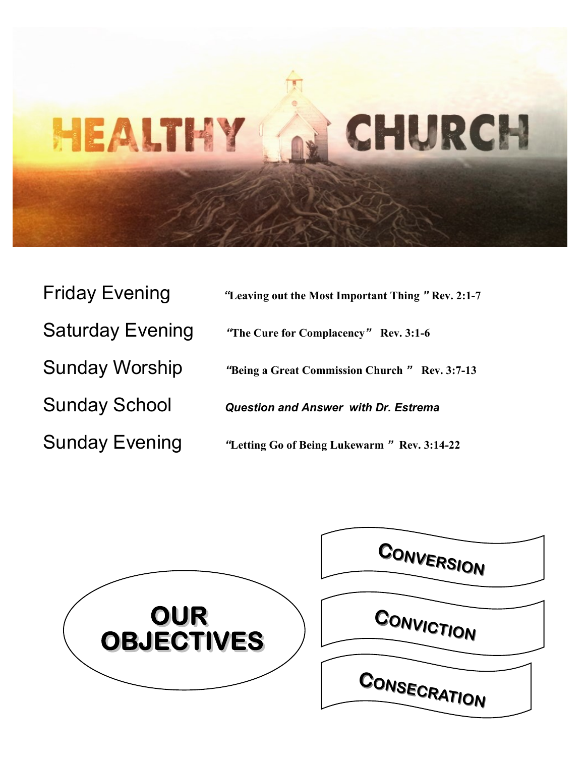# HEALTHY CHURCH

| | |
|---|---|
| Friday Evening | **"Leaving out the Most Important Thing" Rev. 2:1-7** |
| Saturday Evening | **"The Cure for Complacency" Rev. 3:1-6** |
| Sunday Worship | **"Being a Great Commission Church" Rev. 3:7-13** |
| Sunday School | ***Question and Answer with Dr. Estrema*** |
| Sunday Evening | **"Letting Go of Being Lukewarm" Rev. 3:14-22** |

## OUR OBJECTIVES

- **CONVERSION**
- **CONVICTION**
- **CONSECRATION**